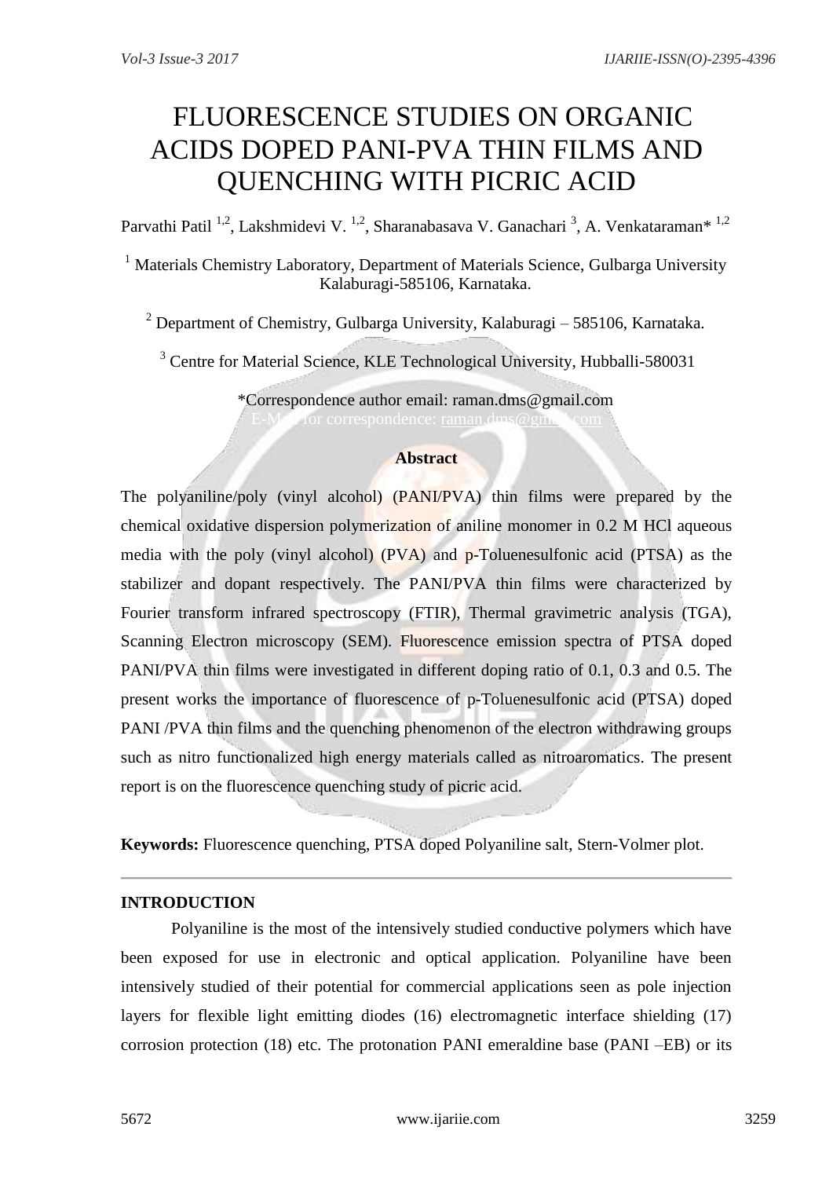# FLUORESCENCE STUDIES ON ORGANIC ACIDS DOPED PANI-PVA THIN FILMS AND QUENCHING WITH PICRIC ACID

Parvathi Patil [1,2], Lakshmidevi V. [1,2], Sharanabasava V. Ganachari [3], A. Venkataraman* [1,2]

[1] Materials Chemistry Laboratory, Department of Materials Science, Gulbarga University Kalaburagi-585106, Karnataka.

[2] Department of Chemistry, Gulbarga University, Kalaburagi – 585106, Karnataka.

[3] Centre for Material Science, KLE Technological University, Hubballi-580031

*Correspondence author email: raman.dms@gmail.com

E-Mail for correspondence: raman.dms@gmail.com

**Abstract**

The polyaniline/poly (vinyl alcohol) (PANI/PVA) thin films were prepared by the chemical oxidative dispersion polymerization of aniline monomer in 0.2 M HCl aqueous media with the poly (vinyl alcohol) (PVA) and p-Toluenesulfonic acid (PTSA) as the stabilizer and dopant respectively. The PANI/PVA thin films were characterized by Fourier transform infrared spectroscopy (FTIR), Thermal gravimetric analysis (TGA), Scanning Electron microscopy (SEM). Fluorescence emission spectra of PTSA doped PANI/PVA thin films were investigated in different doping ratio of 0.1, 0.3 and 0.5. The present works the importance of fluorescence of p-Toluenesulfonic acid (PTSA) doped PANI /PVA thin films and the quenching phenomenon of the electron withdrawing groups such as nitro functionalized high energy materials called as nitroaromatics. The present report is on the fluorescence quenching study of picric acid.

**Keywords:** Fluorescence quenching, PTSA doped Polyaniline salt, Stern-Volmer plot.

---

**INTRODUCTION**

Polyaniline is the most of the intensively studied conductive polymers which have been exposed for use in electronic and optical application. Polyaniline have been intensively studied of their potential for commercial applications seen as pole injection layers for flexible light emitting diodes (16) electromagnetic interface shielding (17) corrosion protection (18) etc. The protonation PANI emeraldine base (PANI –EB) or its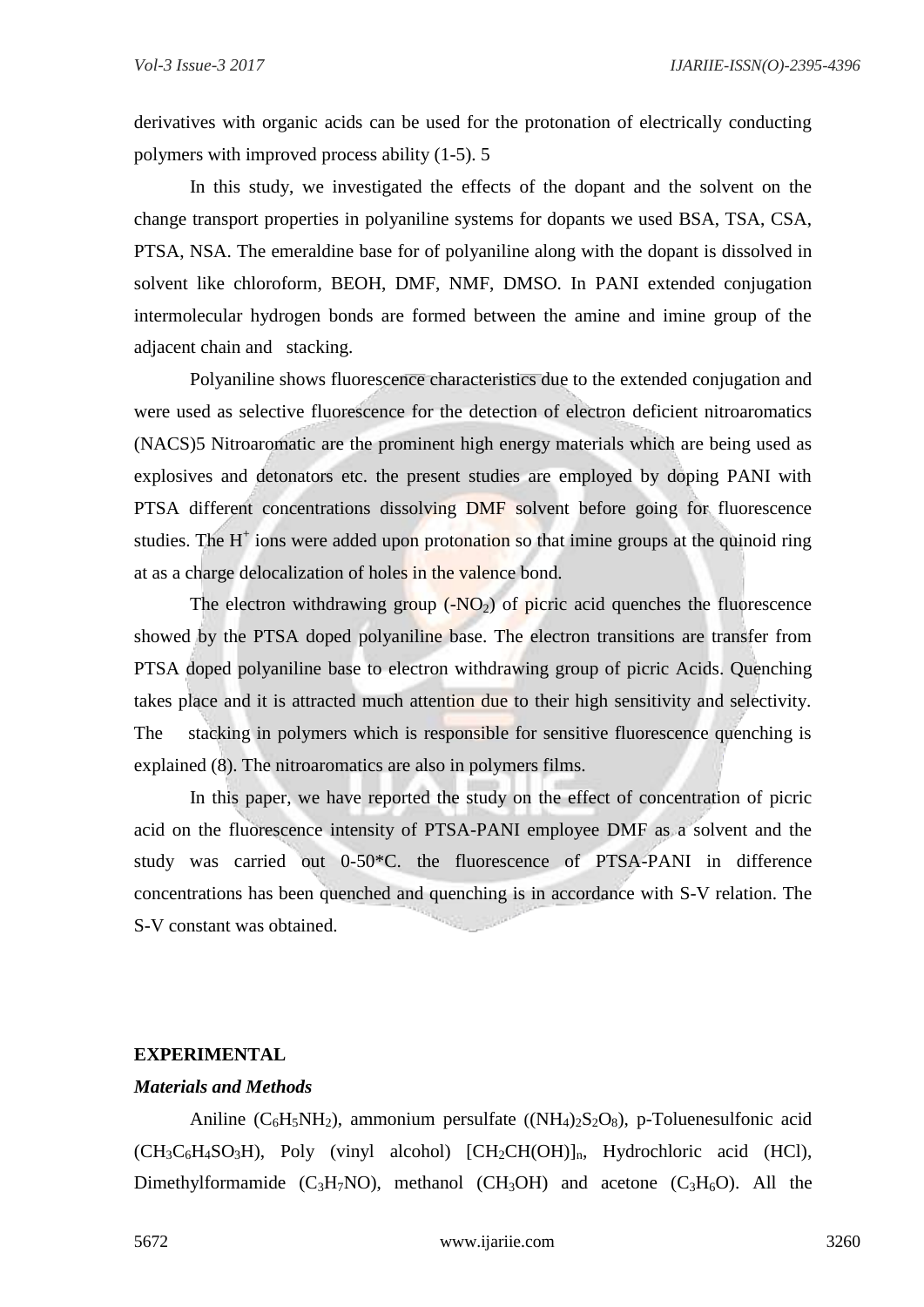derivatives with organic acids can be used for the protonation of electrically conducting polymers with improved process ability (1-5). 5

In this study, we investigated the effects of the dopant and the solvent on the change transport properties in polyaniline systems for dopants we used BSA, TSA, CSA, PTSA, NSA. The emeraldine base for of polyaniline along with the dopant is dissolved in solvent like chloroform, BEOH, DMF, NMF, DMSO. In PANI extended conjugation intermolecular hydrogen bonds are formed between the amine and imine group of the adjacent chain and  stacking.

Polyaniline shows fluorescence characteristics due to the extended conjugation and were used as selective fluorescence for the detection of electron deficient nitroaromatics (NACS)5 Nitroaromatic are the prominent high energy materials which are being used as explosives and detonators etc. the present studies are employed by doping PANI with PTSA different concentrations dissolving DMF solvent before going for fluorescence studies. The $H^+$ ions were added upon protonation so that imine groups at the quinoid ring at as a charge delocalization of holes in the valence bond.

The electron withdrawing group ($-NO_2$) of picric acid quenches the fluorescence showed by the PTSA doped polyaniline base. The electron transitions are transfer from PTSA doped polyaniline base to electron withdrawing group of picric Acids. Quenching takes place and it is attracted much attention due to their high sensitivity and selectivity. The  stacking in polymers which is responsible for sensitive fluorescence quenching is explained (8). The nitroaromatics are also in polymers films.

In this paper, we have reported the study on the effect of concentration of picric acid on the fluorescence intensity of PTSA-PANI employee DMF as a solvent and the study was carried out 0-50*C. the fluorescence of PTSA-PANI in difference concentrations has been quenched and quenching is in accordance with S-V relation. The S-V constant was obtained.

## EXPERIMENTAL

### *Materials and Methods*

Aniline ($C_6H_5NH_2$), ammonium persulfate ($(NH_4)_2S_2O_8$), p-Toluenesulfonic acid ($CH_3C_6H_4SO_3H$), Poly (vinyl alcohol) $[CH_2CH(OH)]_n$, Hydrochloric acid (HCl), Dimethylformamide ($C_3H_7NO$), methanol ($CH_3OH$) and acetone ($C_3H_6O$). All the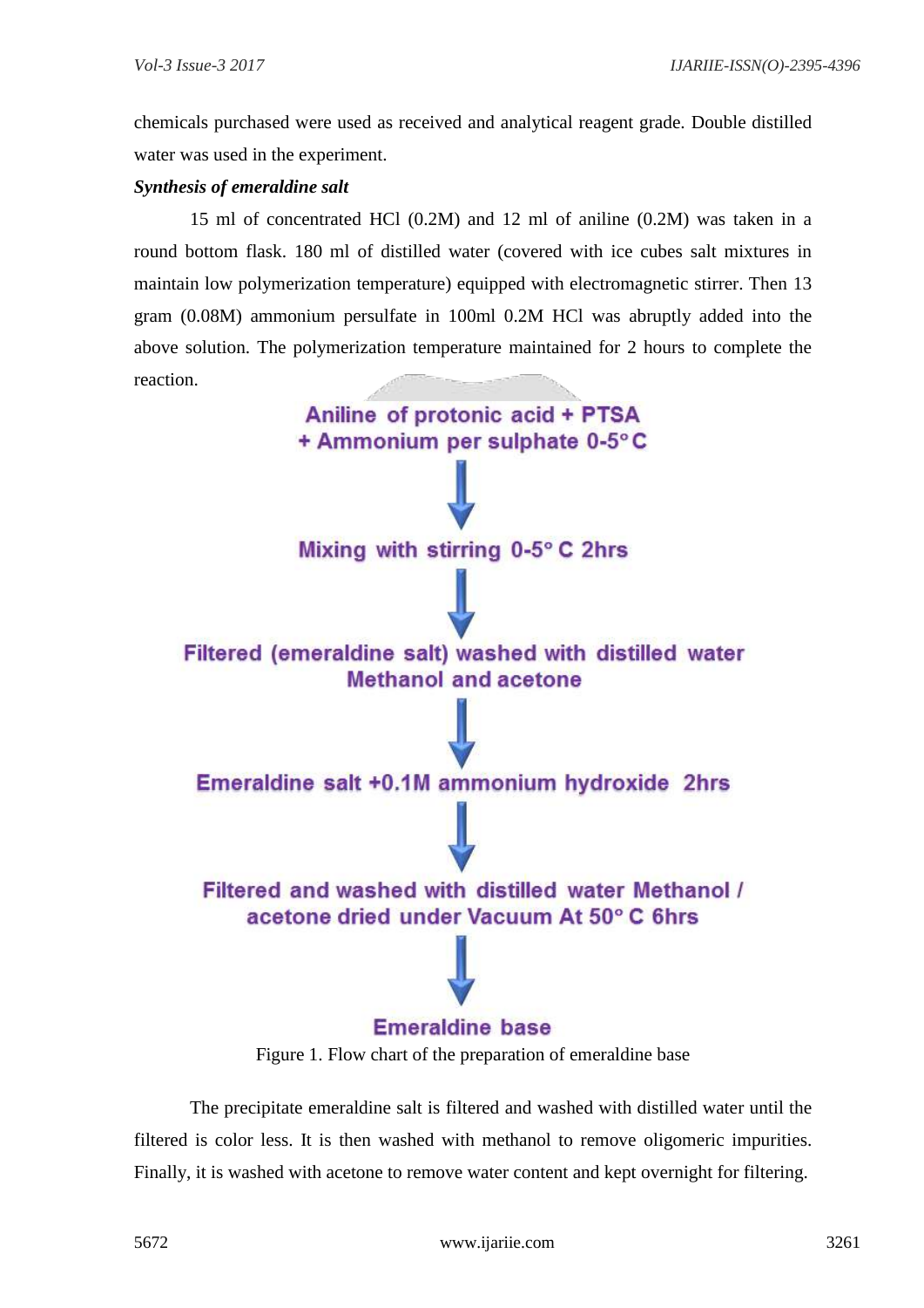chemicals purchased were used as received and analytical reagent grade. Double distilled water was used in the experiment.

***Synthesis of emeraldine salt***

15 ml of concentrated HCl (0.2M) and 12 ml of aniline (0.2M) was taken in a round bottom flask. 180 ml of distilled water (covered with ice cubes salt mixtures in maintain low polymerization temperature) equipped with electromagnetic stirrer. Then 13 gram (0.08M) ammonium persulfate in 100ml 0.2M HCl was abruptly added into the above solution. The polymerization temperature maintained for 2 hours to complete the reaction.

Aniline of protonic acid + PTSA + Ammonium per sulphate 0-5° C

↓

Mixing with stirring 0-5° C 2hrs

↓

Filtered (emeraldine salt) washed with distilled water Methanol and acetone

↓

Emeraldine salt +0.1M ammonium hydroxide 2hrs

↓

Filtered and washed with distilled water Methanol / acetone dried under Vacuum At 50° C 6hrs

↓

Emeraldine base

Figure 1. Flow chart of the preparation of emeraldine base

The precipitate emeraldine salt is filtered and washed with distilled water until the filtered is color less. It is then washed with methanol to remove oligomeric impurities. Finally, it is washed with acetone to remove water content and kept overnight for filtering.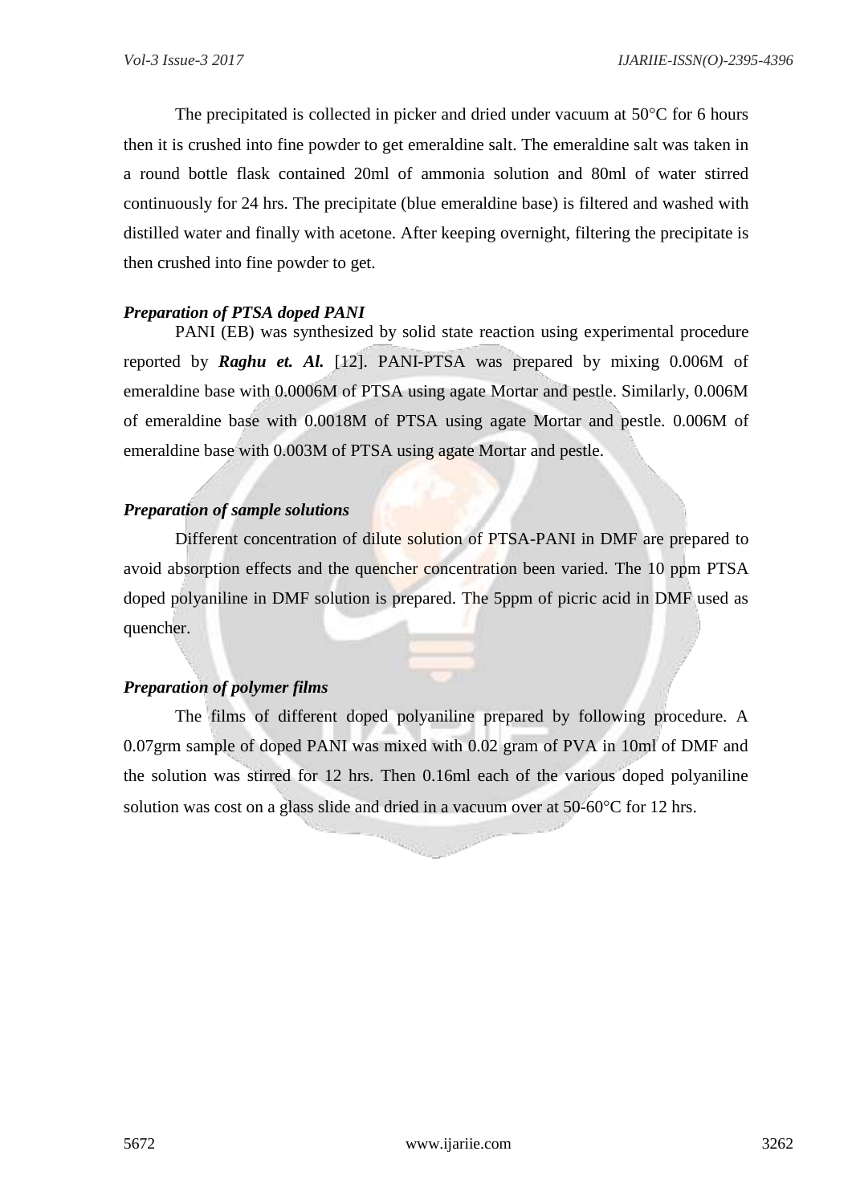The precipitated is collected in picker and dried under vacuum at 50°C for 6 hours then it is crushed into fine powder to get emeraldine salt. The emeraldine salt was taken in a round bottle flask contained 20ml of ammonia solution and 80ml of water stirred continuously for 24 hrs. The precipitate (blue emeraldine base) is filtered and washed with distilled water and finally with acetone. After keeping overnight, filtering the precipitate is then crushed into fine powder to get.

***Preparation of PTSA doped PANI***

PANI (EB) was synthesized by solid state reaction using experimental procedure reported by ***Raghu et. Al.*** [12]. PANI-PTSA was prepared by mixing 0.006M of emeraldine base with 0.0006M of PTSA using agate Mortar and pestle. Similarly, 0.006M of emeraldine base with 0.0018M of PTSA using agate Mortar and pestle. 0.006M of emeraldine base with 0.003M of PTSA using agate Mortar and pestle.

***Preparation of sample solutions***

Different concentration of dilute solution of PTSA-PANI in DMF are prepared to avoid absorption effects and the quencher concentration been varied. The 10 ppm PTSA doped polyaniline in DMF solution is prepared. The 5ppm of picric acid in DMF used as quencher.

***Preparation of polymer films***

The films of different doped polyaniline prepared by following procedure. A 0.07grm sample of doped PANI was mixed with 0.02 gram of PVA in 10ml of DMF and the solution was stirred for 12 hrs. Then 0.16ml each of the various doped polyaniline solution was cost on a glass slide and dried in a vacuum over at 50-60°C for 12 hrs.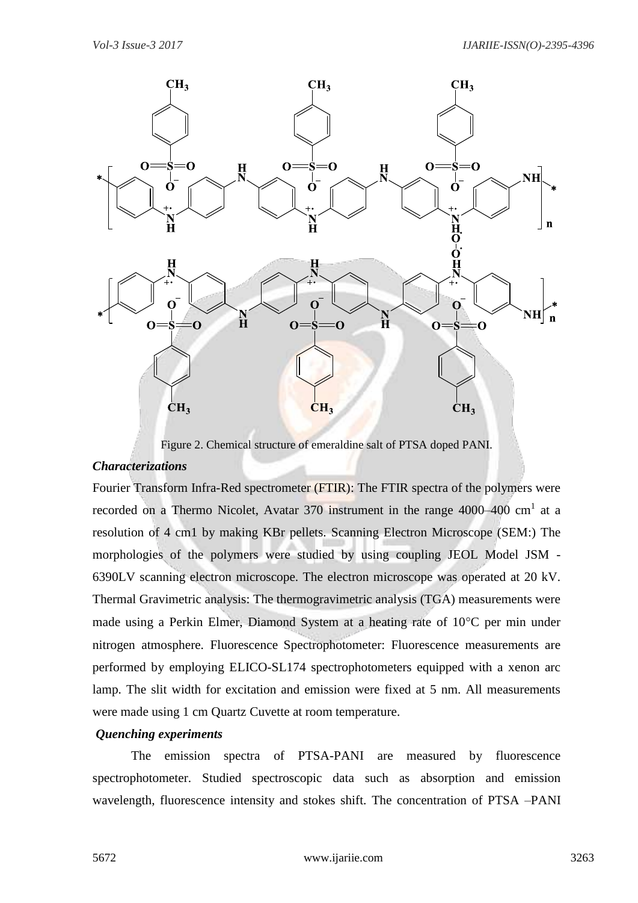Figure 2. Chemical structure of emeraldine salt of PTSA doped PANI.

***Characterizations***

Fourier Transform Infra-Red spectrometer (FTIR): The FTIR spectra of the polymers were recorded on a Thermo Nicolet, Avatar 370 instrument in the range 4000–400 $cm^1$ at a resolution of 4 cm1 by making KBr pellets. Scanning Electron Microscope (SEM:) The morphologies of the polymers were studied by using coupling JEOL Model JSM - 6390LV scanning electron microscope. The electron microscope was operated at 20 kV. Thermal Gravimetric analysis: The thermogravimetric analysis (TGA) measurements were made using a Perkin Elmer, Diamond System at a heating rate of 10°C per min under nitrogen atmosphere. Fluorescence Spectrophotometer: Fluorescence measurements are performed by employing ELICO-SL174 spectrophotometers equipped with a xenon arc lamp. The slit width for excitation and emission were fixed at 5 nm. All measurements were made using 1 cm Quartz Cuvette at room temperature.

***Quenching experiments***

The emission spectra of PTSA-PANI are measured by fluorescence spectrophotometer. Studied spectroscopic data such as absorption and emission wavelength, fluorescence intensity and stokes shift. The concentration of PTSA –PANI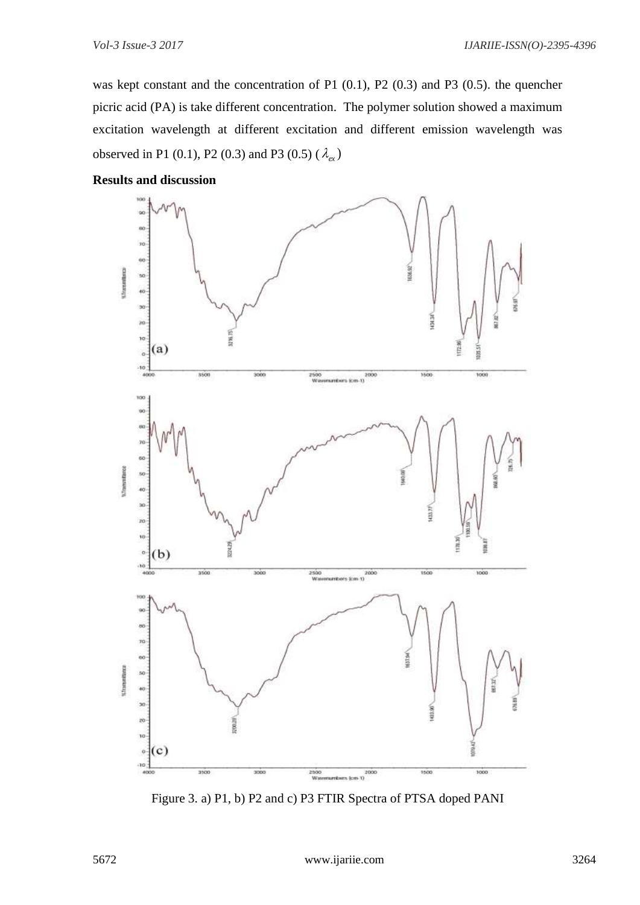was kept constant and the concentration of P1 (0.1), P2 (0.3) and P3 (0.5). the quencher picric acid (PA) is take different concentration. The polymer solution showed a maximum excitation wavelength at different excitation and different emission wavelength was observed in P1 (0.1), P2 (0.3) and P3 (0.5) ($\lambda_{ex}$)

**Results and discussion**

Figure 3. a) P1, b) P2 and c) P3 FTIR Spectra of PTSA doped PANI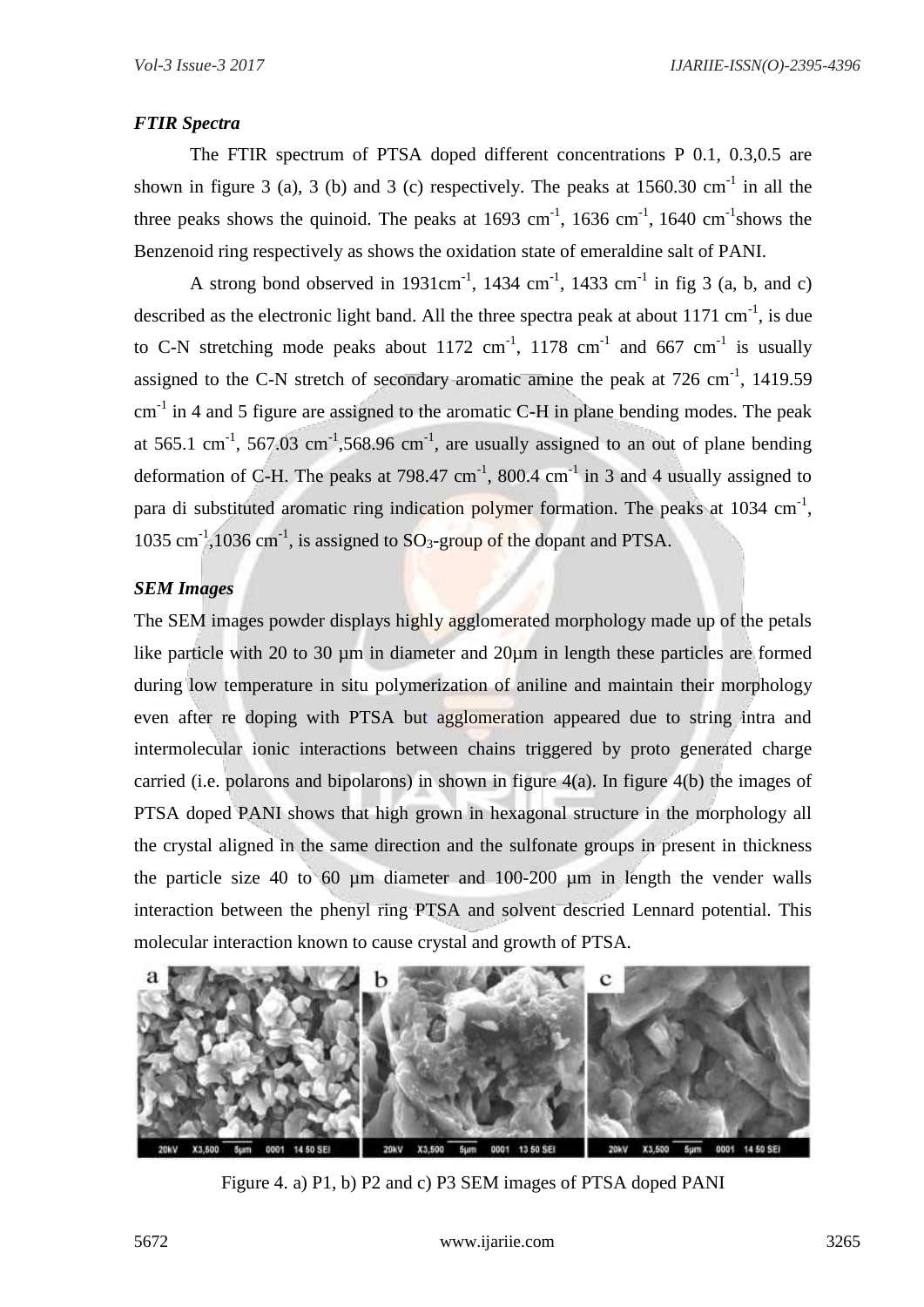### *FTIR Spectra*

The FTIR spectrum of PTSA doped different concentrations P 0.1, 0.3,0.5 are shown in figure 3 (a), 3 (b) and 3 (c) respectively. The peaks at 1560.30 $cm^{-1}$ in all the three peaks shows the quinoid. The peaks at 1693 $cm^{-1}$, 1636 $cm^{-1}$, 1640 $cm^{-1}$shows the Benzenoid ring respectively as shows the oxidation state of emeraldine salt of PANI.

A strong bond observed in 1931$cm^{-1}$, 1434 $cm^{-1}$, 1433 $cm^{-1}$ in fig 3 (a, b, and c) described as the electronic light band. All the three spectra peak at about 1171 $cm^{-1}$, is due to C-N stretching mode peaks about 1172 $cm^{-1}$, 1178 $cm^{-1}$ and 667 $cm^{-1}$ is usually assigned to the C-N stretch of secondary aromatic amine the peak at 726 $cm^{-1}$, 1419.59 $cm^{-1}$ in 4 and 5 figure are assigned to the aromatic C-H in plane bending modes. The peak at 565.1 $cm^{-1}$, 567.03 $cm^{-1}$,568.96 $cm^{-1}$, are usually assigned to an out of plane bending deformation of C-H. The peaks at 798.47 $cm^{-1}$, 800.4 $cm^{-1}$ in 3 and 4 usually assigned to para di substituted aromatic ring indication polymer formation. The peaks at 1034 $cm^{-1}$, 1035 $cm^{-1}$,1036 $cm^{-1}$, is assigned to $SO_3$-group of the dopant and PTSA.

### *SEM Images*

The SEM images powder displays highly agglomerated morphology made up of the petals like particle with 20 to 30 µm in diameter and 20µm in length these particles are formed during low temperature in situ polymerization of aniline and maintain their morphology even after re doping with PTSA but agglomeration appeared due to string intra and intermolecular ionic interactions between chains triggered by proto generated charge carried (i.e. polarons and bipolarons) in shown in figure 4(a). In figure 4(b) the images of PTSA doped PANI shows that high grown in hexagonal structure in the morphology all the crystal aligned in the same direction and the sulfonate groups in present in thickness the particle size 40 to 60 µm diameter and 100-200 µm in length the vender walls interaction between the phenyl ring PTSA and solvent descried Lennard potential. This molecular interaction known to cause crystal and growth of PTSA.

Figure 4. a) P1, b) P2 and c) P3 SEM images of PTSA doped PANI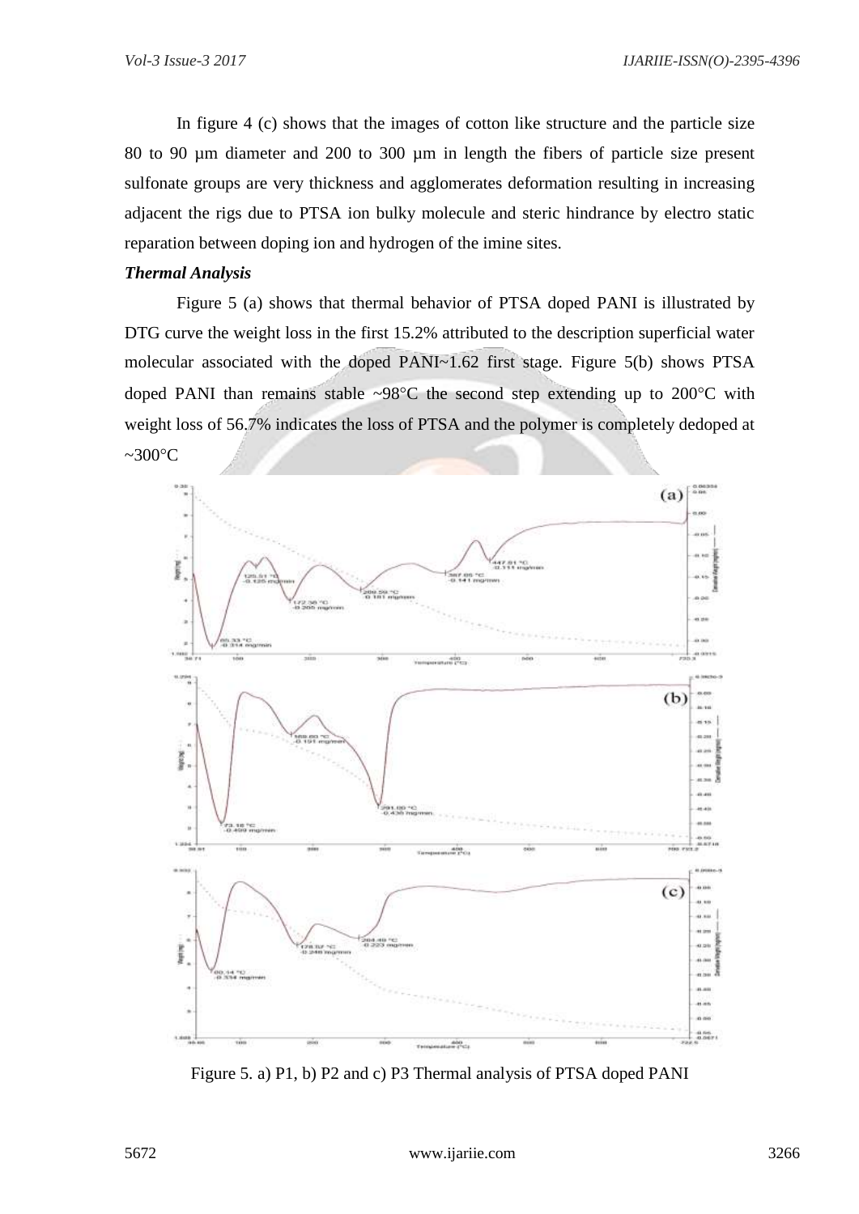In figure 4 (c) shows that the images of cotton like structure and the particle size 80 to 90 μm diameter and 200 to 300 μm in length the fibers of particle size present sulfonate groups are very thickness and agglomerates deformation resulting in increasing adjacent the rigs due to PTSA ion bulky molecule and steric hindrance by electro static reparation between doping ion and hydrogen of the imine sites.

***Thermal Analysis***

Figure 5 (a) shows that thermal behavior of PTSA doped PANI is illustrated by DTG curve the weight loss in the first 15.2% attributed to the description superficial water molecular associated with the doped PANI~1.62 first stage. Figure 5(b) shows PTSA doped PANI than remains stable ~98°C the second step extending up to 200°C with weight loss of 56.7% indicates the loss of PTSA and the polymer is completely dedoped at ~300°C

Figure 5. a) P1, b) P2 and c) P3 Thermal analysis of PTSA doped PANI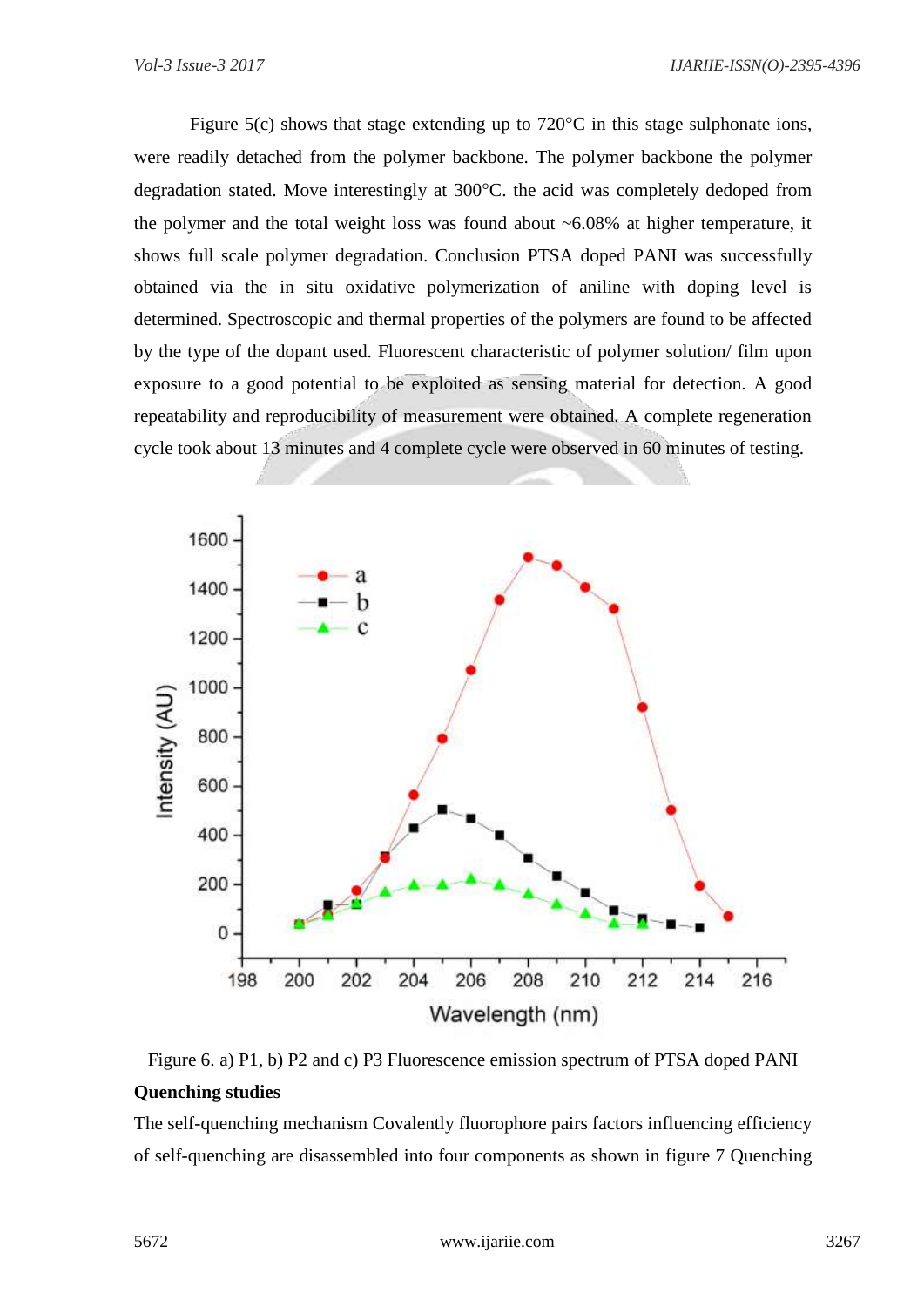Figure 5(c) shows that stage extending up to 720°C in this stage sulphonate ions, were readily detached from the polymer backbone. The polymer backbone the polymer degradation stated. Move interestingly at 300°C. the acid was completely dedoped from the polymer and the total weight loss was found about ~6.08% at higher temperature, it shows full scale polymer degradation. Conclusion PTSA doped PANI was successfully obtained via the in situ oxidative polymerization of aniline with doping level is determined. Spectroscopic and thermal properties of the polymers are found to be affected by the type of the dopant used. Fluorescent characteristic of polymer solution/ film upon exposure to a good potential to be exploited as sensing material for detection. A good repeatability and reproducibility of measurement were obtained. A complete regeneration cycle took about 13 minutes and 4 complete cycle were observed in 60 minutes of testing.

Figure 6. a) P1, b) P2 and c) P3 Fluorescence emission spectrum of PTSA doped PANI

**Quenching studies**

The self-quenching mechanism Covalently fluorophore pairs factors influencing efficiency of self-quenching are disassembled into four components as shown in figure 7 Quenching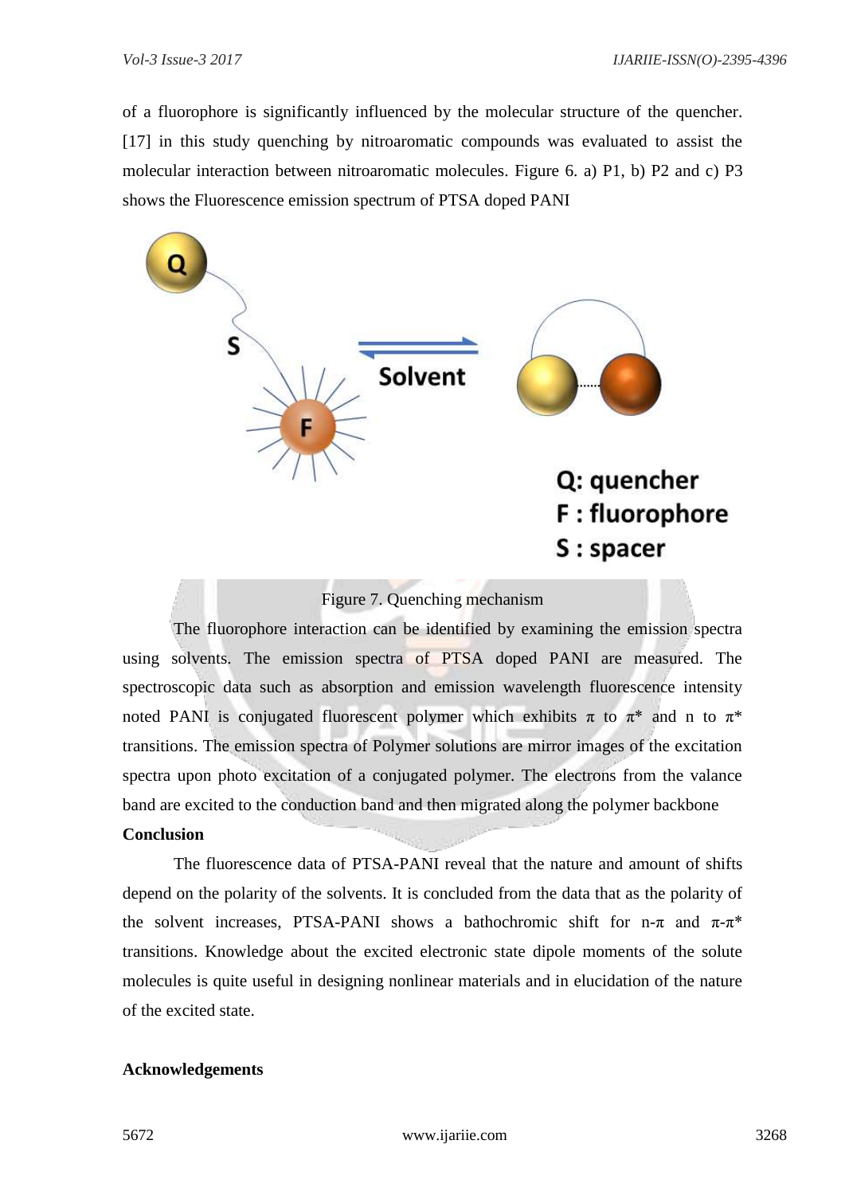of a fluorophore is significantly influenced by the molecular structure of the quencher. [17] in this study quenching by nitroaromatic compounds was evaluated to assist the molecular interaction between nitroaromatic molecules. Figure 6. a) P1, b) P2 and c) P3 shows the Fluorescence emission spectrum of PTSA doped PANI

Q: quencher
F : fluorophore
S : spacer

Figure 7. Quenching mechanism

The fluorophore interaction can be identified by examining the emission spectra using solvents. The emission spectra of PTSA doped PANI are measured. The spectroscopic data such as absorption and emission wavelength fluorescence intensity noted PANI is conjugated fluorescent polymer which exhibits π to π* and n to π* transitions. The emission spectra of Polymer solutions are mirror images of the excitation spectra upon photo excitation of a conjugated polymer. The electrons from the valance band are excited to the conduction band and then migrated along the polymer backbone

**Conclusion**

The fluorescence data of PTSA-PANI reveal that the nature and amount of shifts depend on the polarity of the solvents. It is concluded from the data that as the polarity of the solvent increases, PTSA-PANI shows a bathochromic shift for n-π and π-π* transitions. Knowledge about the excited electronic state dipole moments of the solute molecules is quite useful in designing nonlinear materials and in elucidation of the nature of the excited state.

**Acknowledgements**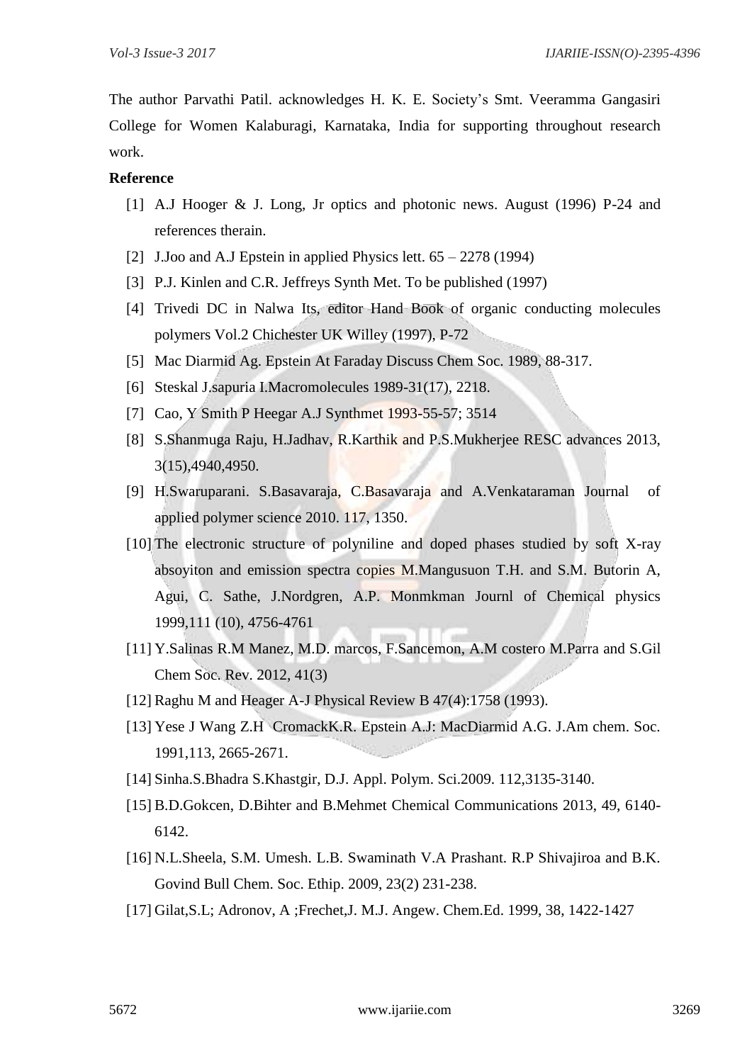The author Parvathi Patil. acknowledges H. K. E. Society's Smt. Veeramma Gangasiri College for Women Kalaburagi, Karnataka, India for supporting throughout research work.

**Reference**

[1] A.J Hooger & J. Long, Jr optics and photonic news. August (1996) P-24 and references therain.

[2] J.Joo and A.J Epstein in applied Physics lett. 65 – 2278 (1994)

[3] P.J. Kinlen and C.R. Jeffreys Synth Met. To be published (1997)

[4] Trivedi DC in Nalwa Its, editor Hand Book of organic conducting molecules polymers Vol.2 Chichester UK Willey (1997), P-72

[5] Mac Diarmid Ag. Epstein At Faraday Discuss Chem Soc. 1989, 88-317.

[6] Steskal J.sapuria I.Macromolecules 1989-31(17), 2218.

[7] Cao, Y Smith P Heegar A.J Synthmet 1993-55-57; 3514

[8] S.Shanmuga Raju, H.Jadhav, R.Karthik and P.S.Mukherjee RESC advances 2013, 3(15),4940,4950.

[9] H.Swaruparani. S.Basavaraja, C.Basavaraja and A.Venkataraman Journal of applied polymer science 2010. 117, 1350.

[10] The electronic structure of polyniline and doped phases studied by soft X-ray absoyiton and emission spectra copies M.Mangusuon T.H. and S.M. Butorin A, Agui, C. Sathe, J.Nordgren, A.P. Monmkman Journl of Chemical physics 1999,111 (10), 4756-4761

[11] Y.Salinas R.M Manez, M.D. marcos, F.Sancemon, A.M costero M.Parra and S.Gil Chem Soc. Rev. 2012, 41(3)

[12] Raghu M and Heager A-J Physical Review B 47(4):1758 (1993).

[13] Yese J Wang Z.H CromackK.R. Epstein A.J: MacDiarmid A.G. J.Am chem. Soc. 1991,113, 2665-2671.

[14] Sinha.S.Bhadra S.Khastgir, D.J. Appl. Polym. Sci.2009. 112,3135-3140.

[15] B.D.Gokcen, D.Bihter and B.Mehmet Chemical Communications 2013, 49, 6140-6142.

[16] N.L.Sheela, S.M. Umesh. L.B. Swaminath V.A Prashant. R.P Shivajiroa and B.K. Govind Bull Chem. Soc. Ethip. 2009, 23(2) 231-238.

[17] Gilat,S.L; Adronov, A ;Frechet,J. M.J. Angew. Chem.Ed. 1999, 38, 1422-1427